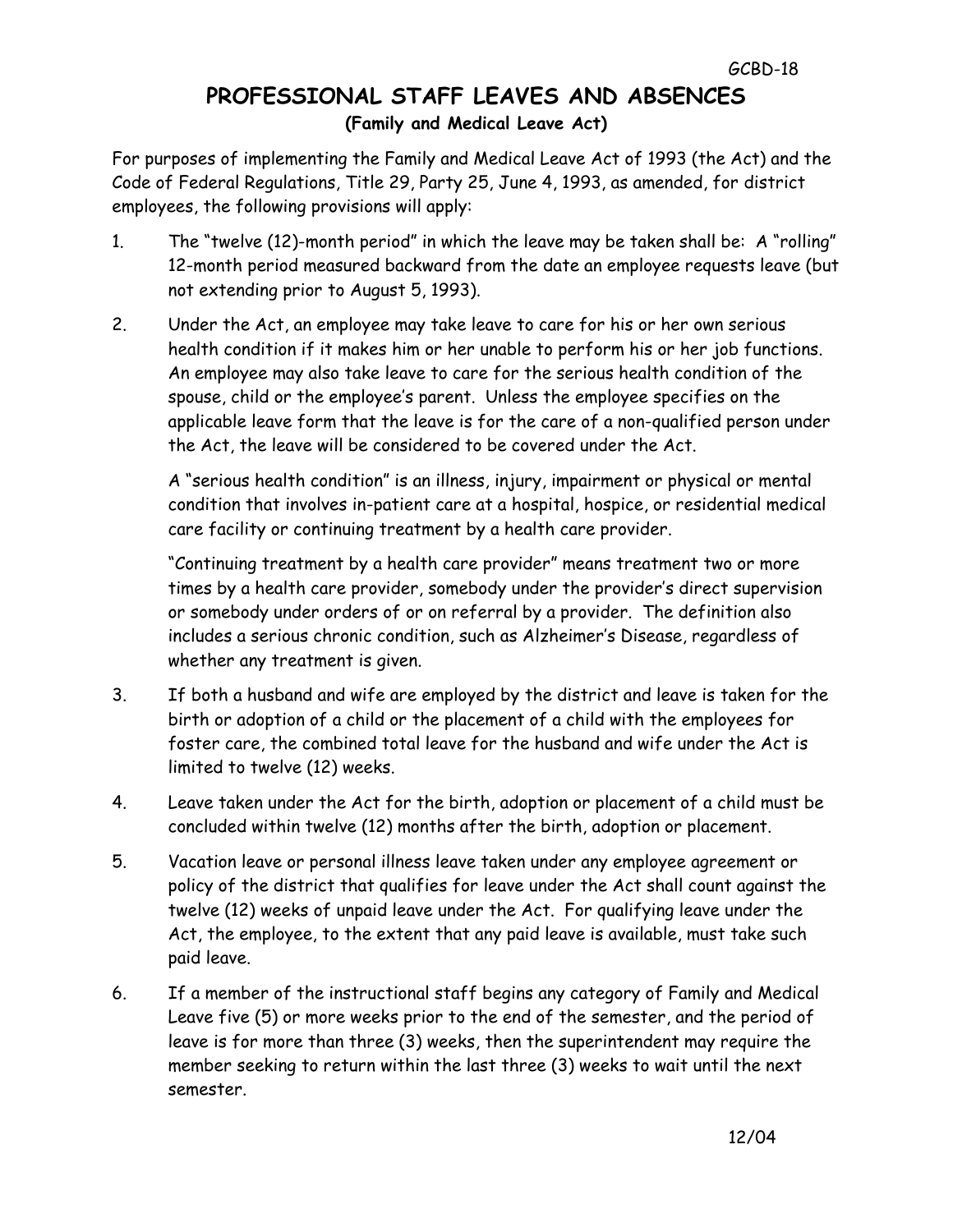# PROFESSIONAL STAFF LEAVES AND ABSENCES

**(Family and Medical Leave Act)**

For purposes of implementing the Family and Medical Leave Act of 1993 (the Act) and the Code of Federal Regulations, Title 29, Party 25, June 4, 1993, as amended, for district employees, the following provisions will apply:

1. The "twelve (12)-month period" in which the leave may be taken shall be: A "rolling" 12-month period measured backward from the date an employee requests leave (but not extending prior to August 5, 1993).

2. Under the Act, an employee may take leave to care for his or her own serious health condition if it makes him or her unable to perform his or her job functions. An employee may also take leave to care for the serious health condition of the spouse, child or the employee's parent. Unless the employee specifies on the applicable leave form that the leave is for the care of a non-qualified person under the Act, the leave will be considered to be covered under the Act.

   A "serious health condition" is an illness, injury, impairment or physical or mental condition that involves in-patient care at a hospital, hospice, or residential medical care facility or continuing treatment by a health care provider.

   "Continuing treatment by a health care provider" means treatment two or more times by a health care provider, somebody under the provider's direct supervision or somebody under orders of or on referral by a provider. The definition also includes a serious chronic condition, such as Alzheimer's Disease, regardless of whether any treatment is given.

3. If both a husband and wife are employed by the district and leave is taken for the birth or adoption of a child or the placement of a child with the employees for foster care, the combined total leave for the husband and wife under the Act is limited to twelve (12) weeks.

4. Leave taken under the Act for the birth, adoption or placement of a child must be concluded within twelve (12) months after the birth, adoption or placement.

5. Vacation leave or personal illness leave taken under any employee agreement or policy of the district that qualifies for leave under the Act shall count against the twelve (12) weeks of unpaid leave under the Act. For qualifying leave under the Act, the employee, to the extent that any paid leave is available, must take such paid leave.

6. If a member of the instructional staff begins any category of Family and Medical Leave five (5) or more weeks prior to the end of the semester, and the period of leave is for more than three (3) weeks, then the superintendent may require the member seeking to return within the last three (3) weeks to wait until the next semester.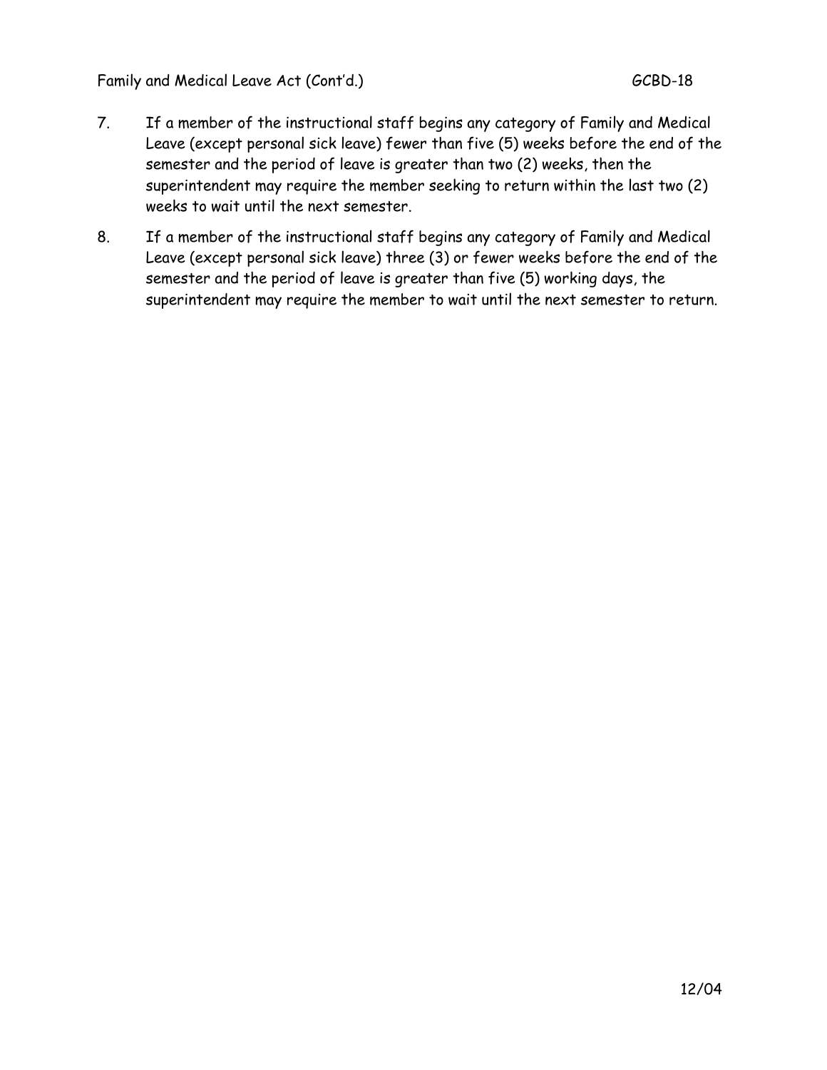7. If a member of the instructional staff begins any category of Family and Medical Leave (except personal sick leave) fewer than five (5) weeks before the end of the semester and the period of leave is greater than two (2) weeks, then the superintendent may require the member seeking to return within the last two (2) weeks to wait until the next semester.

8. If a member of the instructional staff begins any category of Family and Medical Leave (except personal sick leave) three (3) or fewer weeks before the end of the semester and the period of leave is greater than five (5) working days, the superintendent may require the member to wait until the next semester to return.

12/04